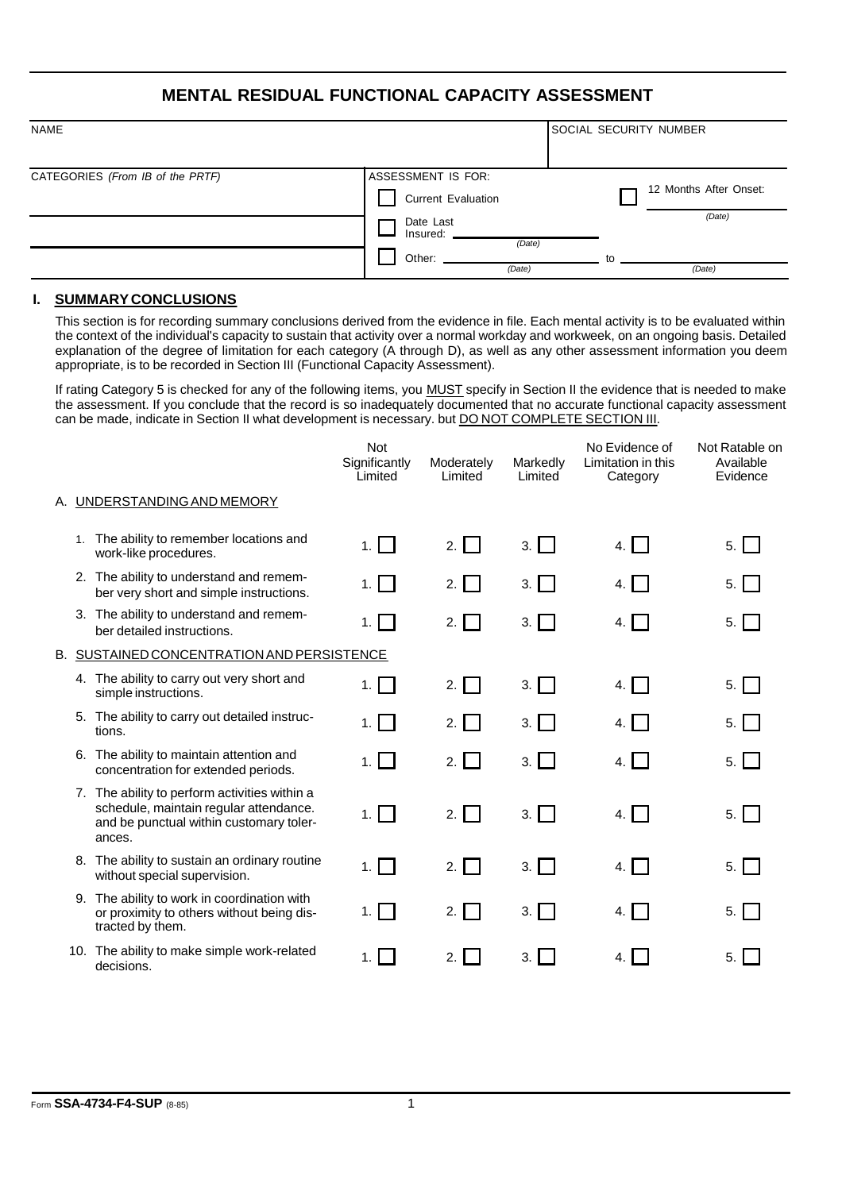# MENTAL RESIDUAL FUNCTIONAL CAPACITY ASSESSMENT

| NAME | SOCIAL SECURITY NUMBER |
|---|---|
| | |

| CATEGORIES *(From IB of the PRTF)* | ASSESSMENT IS FOR: | |
|---|---|---|
| | ☐ Current Evaluation | ☐ 12 Months After Onset: ________ *(Date)* |
| | ☐ Date Last Insured: ________ *(Date)* | |
| | ☐ Other: ________ *(Date)* to ________ *(Date)* | |

## I. SUMMARY CONCLUSIONS

This section is for recording summary conclusions derived from the evidence in file. Each mental activity is to be evaluated within the context of the individual's capacity to sustain that activity over a normal workday and workweek, on an ongoing basis. Detailed explanation of the degree of limitation for each category (A through D), as well as any other assessment information you deem appropriate, is to be recorded in Section III (Functional Capacity Assessment).

If rating Category 5 is checked for any of the following items, you MUST specify in Section II the evidence that is needed to make the assessment. If you conclude that the record is so inadequately documented that no accurate functional capacity assessment can be made, indicate in Section II what development is necessary. but DO NOT COMPLETE SECTION III.

| | Not Significantly Limited | Moderately Limited | Markedly Limited | No Evidence of Limitation in this Category | Not Ratable on Available Evidence |
|---|---|---|---|---|---|
| **A. UNDERSTANDING AND MEMORY** | | | | | |
| 1. The ability to remember locations and work-like procedures. | 1. ☐ | 2. ☐ | 3. ☐ | 4. ☐ | 5. ☐ |
| 2. The ability to understand and remember very short and simple instructions. | 1. ☐ | 2. ☐ | 3. ☐ | 4. ☐ | 5. ☐ |
| 3. The ability to understand and remember detailed instructions. | 1. ☐ | 2. ☐ | 3. ☐ | 4. ☐ | 5. ☐ |
| **B. SUSTAINED CONCENTRATION AND PERSISTENCE** | | | | | |
| 4. The ability to carry out very short and simple instructions. | 1. ☐ | 2. ☐ | 3. ☐ | 4. ☐ | 5. ☐ |
| 5. The ability to carry out detailed instructions. | 1. ☐ | 2. ☐ | 3. ☐ | 4. ☐ | 5. ☐ |
| 6. The ability to maintain attention and concentration for extended periods. | 1. ☐ | 2. ☐ | 3. ☐ | 4. ☐ | 5. ☐ |
| 7. The ability to perform activities within a schedule, maintain regular attendance. and be punctual within customary tolerances. | 1. ☐ | 2. ☐ | 3. ☐ | 4. ☐ | 5. ☐ |
| 8. The ability to sustain an ordinary routine without special supervision. | 1. ☐ | 2. ☐ | 3. ☐ | 4. ☐ | 5. ☐ |
| 9. The ability to work in coordination with or proximity to others without being distracted by them. | 1. ☐ | 2. ☐ | 3. ☐ | 4. ☐ | 5. ☐ |
| 10. The ability to make simple work-related decisions. | 1. ☐ | 2. ☐ | 3. ☐ | 4. ☐ | 5. ☐ |

Form **SSA-4734-F4-SUP** (8-85)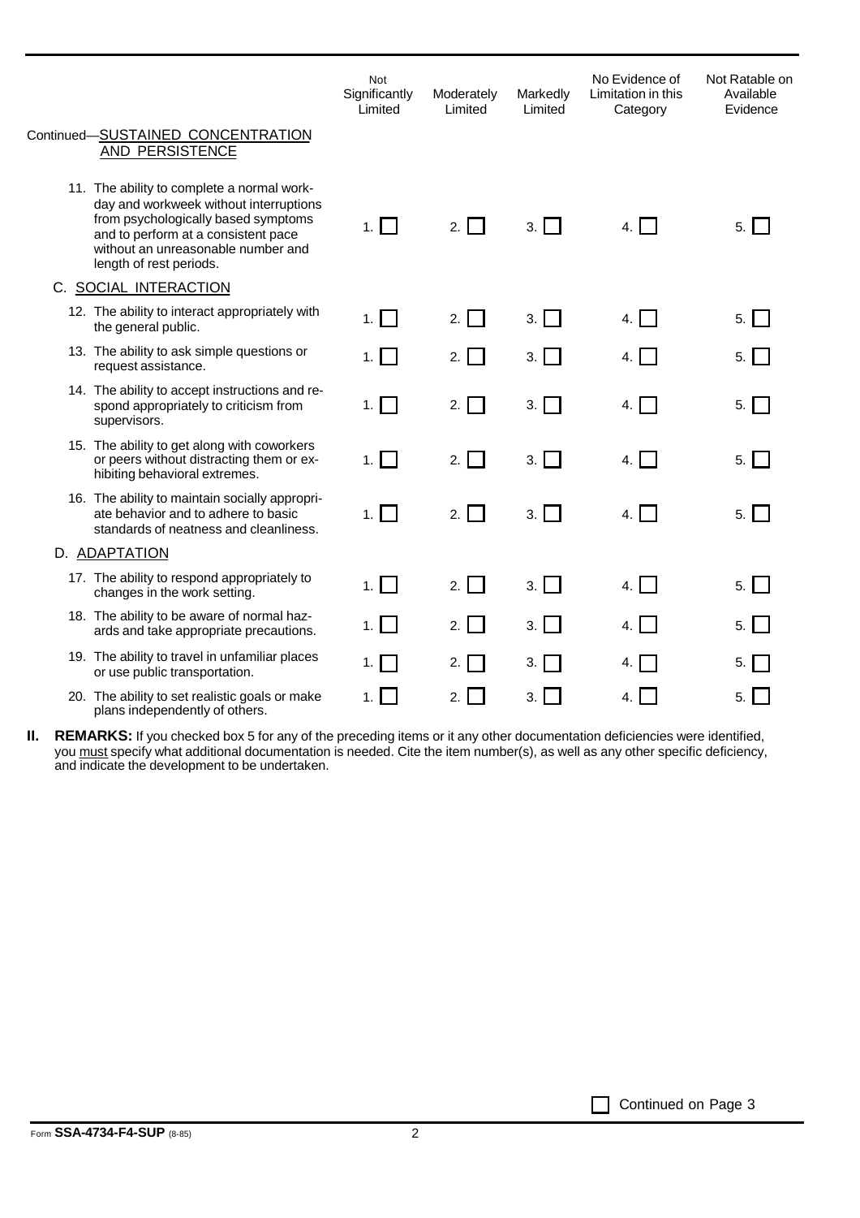| | Not Significantly Limited | Moderately Limited | Markedly Limited | No Evidence of Limitation in this Category | Not Ratable on Available Evidence |
|---|---|---|---|---|---|
| Continued—**SUSTAINED CONCENTRATION AND PERSISTENCE** | | | | | |
| 11. The ability to complete a normal work-day and workweek without interruptions from psychologically based symptoms and to perform at a consistent pace without an unreasonable number and length of rest periods. | 1. ☐ | 2. ☐ | 3. ☐ | 4. ☐ | 5. ☐ |
| C. **SOCIAL INTERACTION** | | | | | |
| 12. The ability to interact appropriately with the general public. | 1. ☐ | 2. ☐ | 3. ☐ | 4. ☐ | 5. ☐ |
| 13. The ability to ask simple questions or request assistance. | 1. ☐ | 2. ☐ | 3. ☐ | 4. ☐ | 5. ☐ |
| 14. The ability to accept instructions and respond appropriately to criticism from supervisors. | 1. ☐ | 2. ☐ | 3. ☐ | 4. ☐ | 5. ☐ |
| 15. The ability to get along with coworkers or peers without distracting them or exhibiting behavioral extremes. | 1. ☐ | 2. ☐ | 3. ☐ | 4. ☐ | 5. ☐ |
| 16. The ability to maintain socially appropriate behavior and to adhere to basic standards of neatness and cleanliness. | 1. ☐ | 2. ☐ | 3. ☐ | 4. ☐ | 5. ☐ |
| D. **ADAPTATION** | | | | | |
| 17. The ability to respond appropriately to changes in the work setting. | 1. ☐ | 2. ☐ | 3. ☐ | 4. ☐ | 5. ☐ |
| 18. The ability to be aware of normal hazards and take appropriate precautions. | 1. ☐ | 2. ☐ | 3. ☐ | 4. ☐ | 5. ☐ |
| 19. The ability to travel in unfamiliar places or use public transportation. | 1. ☐ | 2. ☐ | 3. ☐ | 4. ☐ | 5. ☐ |
| 20. The ability to set realistic goals or make plans independently of others. | 1. ☐ | 2. ☐ | 3. ☐ | 4. ☐ | 5. ☐ |

**II. REMARKS:** If you checked box 5 for any of the preceding items or it any other documentation deficiencies were identified, you must specify what additional documentation is needed. Cite the item number(s), as well as any other specific deficiency, and indicate the development to be undertaken.

☐ Continued on Page 3

Form **SSA-4734-F4-SUP** (8-85)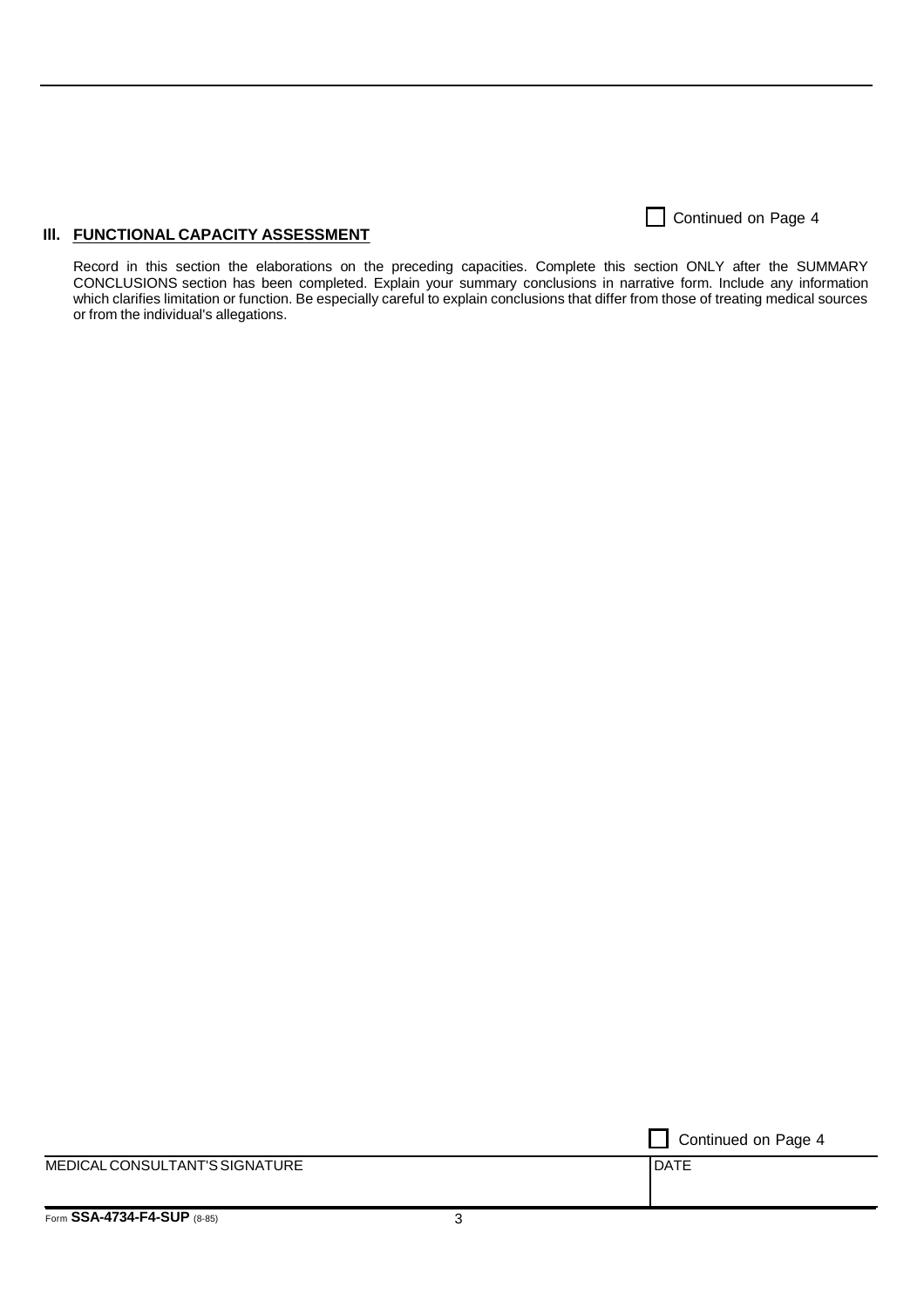☐ Continued on Page 4

## III. FUNCTIONAL CAPACITY ASSESSMENT

Record in this section the elaborations on the preceding capacities. Complete this section ONLY after the SUMMARY CONCLUSIONS section has been completed. Explain your summary conclusions in narrative form. Include any information which clarifies limitation or function. Be especially careful to explain conclusions that differ from those of treating medical sources or from the individual's allegations.

☐ Continued on Page 4

| MEDICAL CONSULTANT'S SIGNATURE | DATE |
|---|---|
| | |

Form **SSA-4734-F4-SUP** (8-85)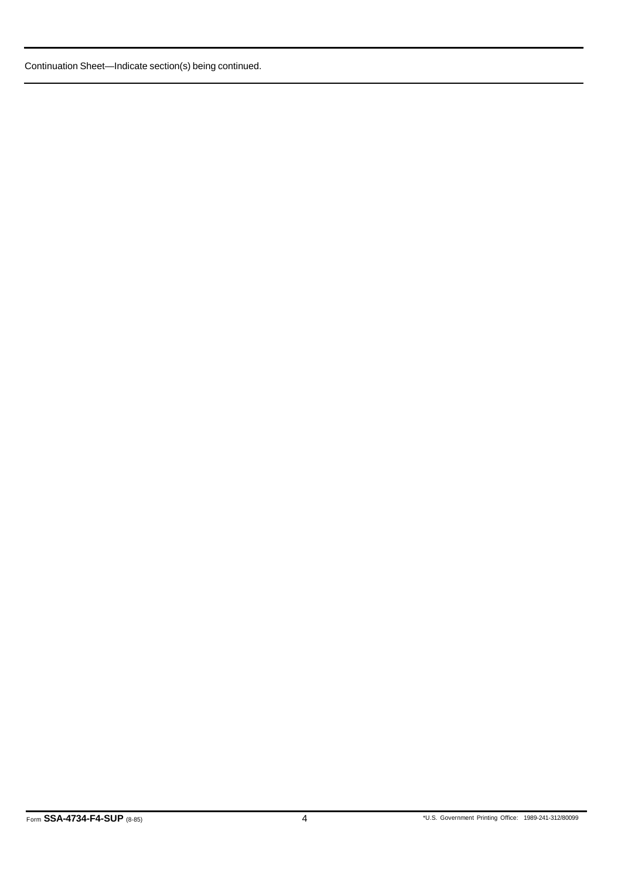Continuation Sheet—Indicate section(s) being continued.

Form **SSA-4734-F4-SUP** (8-85)

*U.S. Government Printing Office: 1989-241-312/80099